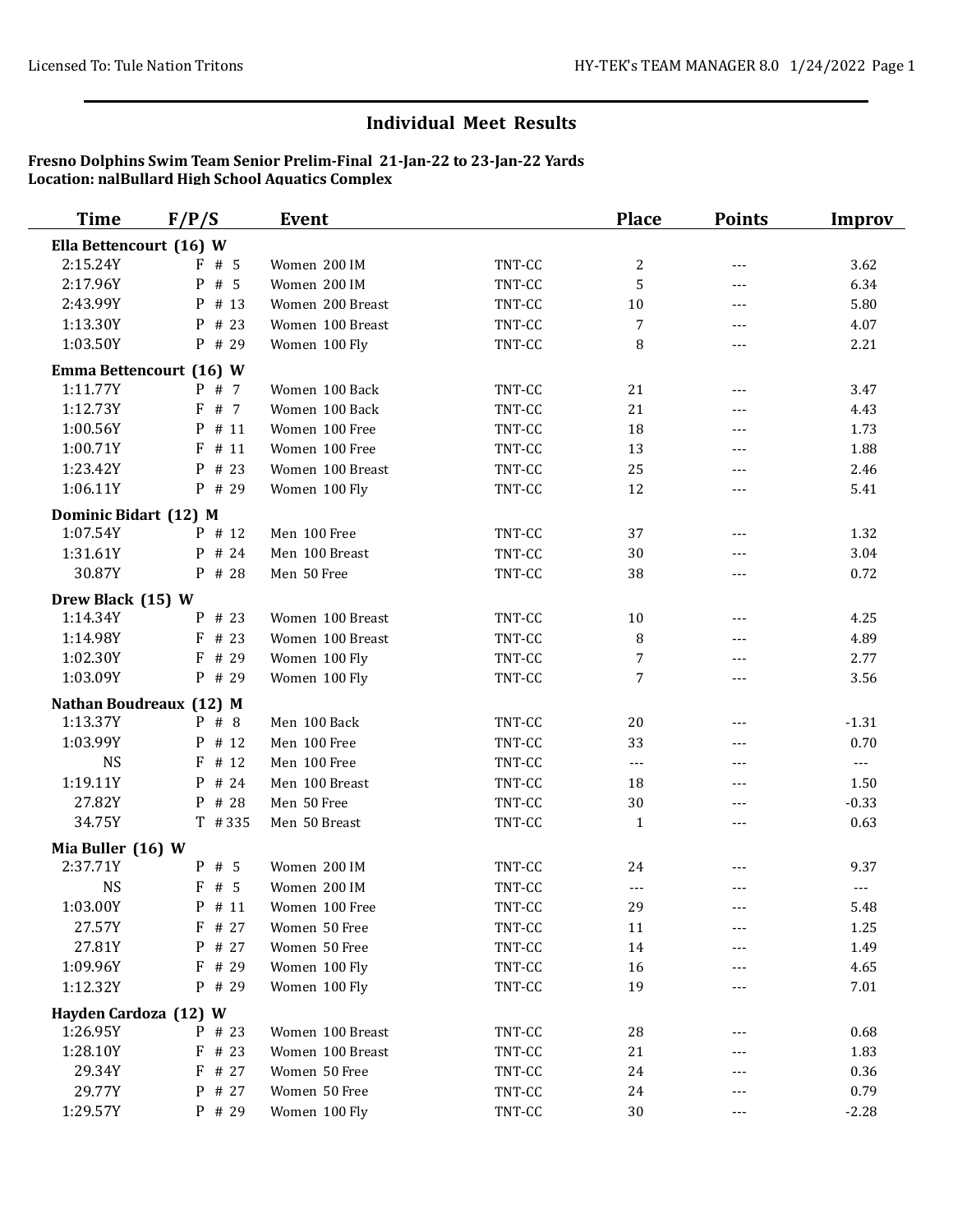## Individual Meet Results

**Fresno Dolphins Swim Team Senior Prelim-Final 21-Jan-22 to 23-Jan-22 Yards**
**Location: nalBullard High School Aquatics Complex**

| Time | F/P/S | Event | | Place | Points | Improv |
|---|---|---|---|---|---|---|
| **Ella Bettencourt (16) W** | | | | | | |
| 2:15.24Y | F # 5 | Women 200 IM | TNT-CC | 2 | --- | 3.62 |
| 2:17.96Y | P # 5 | Women 200 IM | TNT-CC | 5 | --- | 6.34 |
| 2:43.99Y | P # 13 | Women 200 Breast | TNT-CC | 10 | --- | 5.80 |
| 1:13.30Y | P # 23 | Women 100 Breast | TNT-CC | 7 | --- | 4.07 |
| 1:03.50Y | P # 29 | Women 100 Fly | TNT-CC | 8 | --- | 2.21 |
| **Emma Bettencourt (16) W** | | | | | | |
| 1:11.77Y | P # 7 | Women 100 Back | TNT-CC | 21 | --- | 3.47 |
| 1:12.73Y | F # 7 | Women 100 Back | TNT-CC | 21 | --- | 4.43 |
| 1:00.56Y | P # 11 | Women 100 Free | TNT-CC | 18 | --- | 1.73 |
| 1:00.71Y | F # 11 | Women 100 Free | TNT-CC | 13 | --- | 1.88 |
| 1:23.42Y | P # 23 | Women 100 Breast | TNT-CC | 25 | --- | 2.46 |
| 1:06.11Y | P # 29 | Women 100 Fly | TNT-CC | 12 | --- | 5.41 |
| **Dominic Bidart (12) M** | | | | | | |
| 1:07.54Y | P # 12 | Men 100 Free | TNT-CC | 37 | --- | 1.32 |
| 1:31.61Y | P # 24 | Men 100 Breast | TNT-CC | 30 | --- | 3.04 |
| 30.87Y | P # 28 | Men 50 Free | TNT-CC | 38 | --- | 0.72 |
| **Drew Black (15) W** | | | | | | |
| 1:14.34Y | P # 23 | Women 100 Breast | TNT-CC | 10 | --- | 4.25 |
| 1:14.98Y | F # 23 | Women 100 Breast | TNT-CC | 8 | --- | 4.89 |
| 1:02.30Y | F # 29 | Women 100 Fly | TNT-CC | 7 | --- | 2.77 |
| 1:03.09Y | P # 29 | Women 100 Fly | TNT-CC | 7 | --- | 3.56 |
| **Nathan Boudreaux (12) M** | | | | | | |
| 1:13.37Y | P # 8 | Men 100 Back | TNT-CC | 20 | --- | -1.31 |
| 1:03.99Y | P # 12 | Men 100 Free | TNT-CC | 33 | --- | 0.70 |
| NS | F # 12 | Men 100 Free | TNT-CC | --- | --- | --- |
| 1:19.11Y | P # 24 | Men 100 Breast | TNT-CC | 18 | --- | 1.50 |
| 27.82Y | P # 28 | Men 50 Free | TNT-CC | 30 | --- | -0.33 |
| 34.75Y | T # 335 | Men 50 Breast | TNT-CC | 1 | --- | 0.63 |
| **Mia Buller (16) W** | | | | | | |
| 2:37.71Y | P # 5 | Women 200 IM | TNT-CC | 24 | --- | 9.37 |
| NS | F # 5 | Women 200 IM | TNT-CC | --- | --- | --- |
| 1:03.00Y | P # 11 | Women 100 Free | TNT-CC | 29 | --- | 5.48 |
| 27.57Y | F # 27 | Women 50 Free | TNT-CC | 11 | --- | 1.25 |
| 27.81Y | P # 27 | Women 50 Free | TNT-CC | 14 | --- | 1.49 |
| 1:09.96Y | F # 29 | Women 100 Fly | TNT-CC | 16 | --- | 4.65 |
| 1:12.32Y | P # 29 | Women 100 Fly | TNT-CC | 19 | --- | 7.01 |
| **Hayden Cardoza (12) W** | | | | | | |
| 1:26.95Y | P # 23 | Women 100 Breast | TNT-CC | 28 | --- | 0.68 |
| 1:28.10Y | F # 23 | Women 100 Breast | TNT-CC | 21 | --- | 1.83 |
| 29.34Y | F # 27 | Women 50 Free | TNT-CC | 24 | --- | 0.36 |
| 29.77Y | P # 27 | Women 50 Free | TNT-CC | 24 | --- | 0.79 |
| 1:29.57Y | P # 29 | Women 100 Fly | TNT-CC | 30 | --- | -2.28 |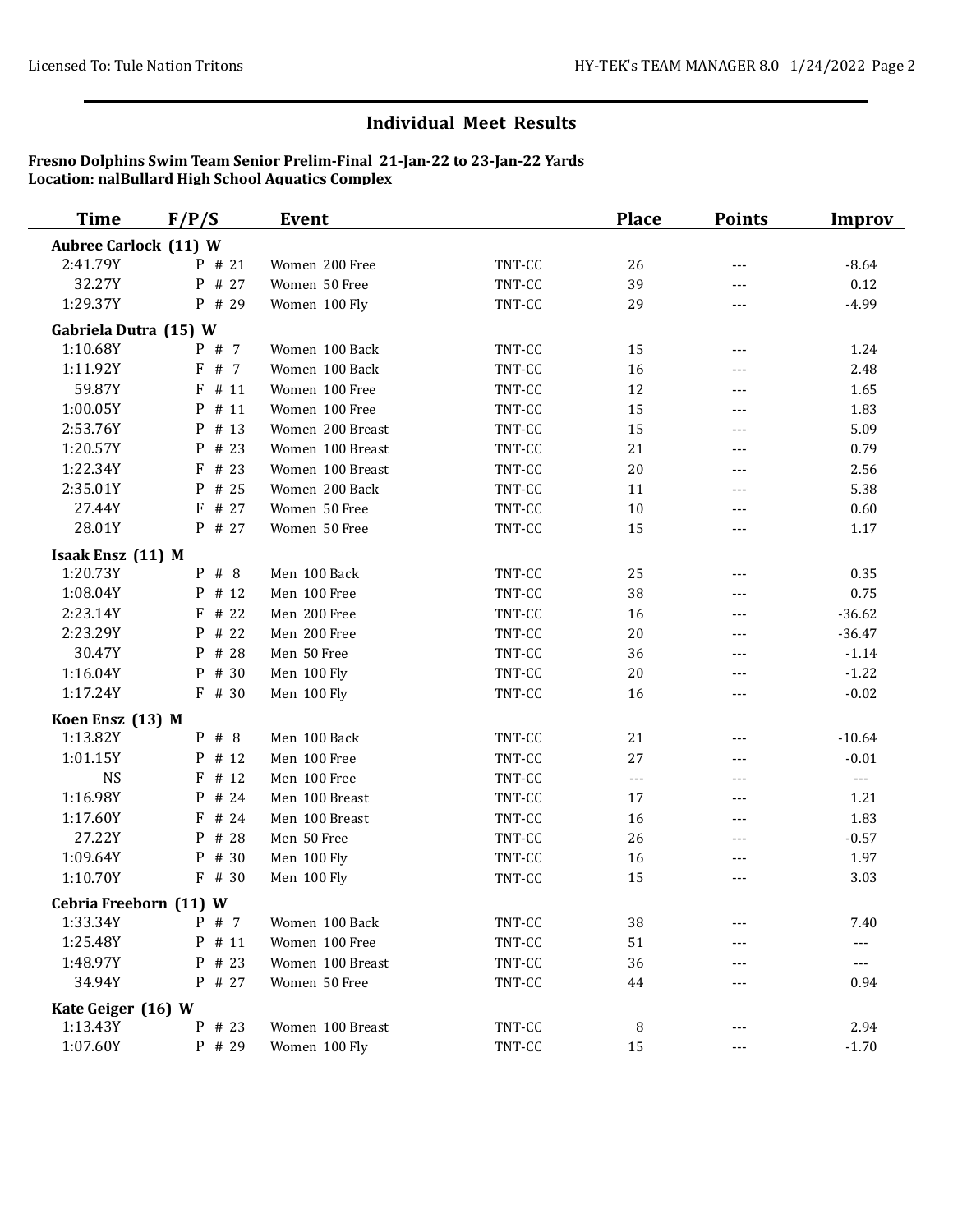## Individual Meet Results

**Fresno Dolphins Swim Team Senior Prelim-Final 21-Jan-22 to 23-Jan-22 Yards**
**Location: nalBullard High School Aquatics Complex**

| Time | F/P/S | Event | | Place | Points | Improv |
|---|---|---|---|---|---|---|
| **Aubree Carlock (11) W** | | | | | | |
| 2:41.79Y | P # 21 | Women 200 Free | TNT-CC | 26 | --- | -8.64 |
| 32.27Y | P # 27 | Women 50 Free | TNT-CC | 39 | --- | 0.12 |
| 1:29.37Y | P # 29 | Women 100 Fly | TNT-CC | 29 | --- | -4.99 |
| **Gabriela Dutra (15) W** | | | | | | |
| 1:10.68Y | P # 7 | Women 100 Back | TNT-CC | 15 | --- | 1.24 |
| 1:11.92Y | F # 7 | Women 100 Back | TNT-CC | 16 | --- | 2.48 |
| 59.87Y | F # 11 | Women 100 Free | TNT-CC | 12 | --- | 1.65 |
| 1:00.05Y | P # 11 | Women 100 Free | TNT-CC | 15 | --- | 1.83 |
| 2:53.76Y | P # 13 | Women 200 Breast | TNT-CC | 15 | --- | 5.09 |
| 1:20.57Y | P # 23 | Women 100 Breast | TNT-CC | 21 | --- | 0.79 |
| 1:22.34Y | F # 23 | Women 100 Breast | TNT-CC | 20 | --- | 2.56 |
| 2:35.01Y | P # 25 | Women 200 Back | TNT-CC | 11 | --- | 5.38 |
| 27.44Y | F # 27 | Women 50 Free | TNT-CC | 10 | --- | 0.60 |
| 28.01Y | P # 27 | Women 50 Free | TNT-CC | 15 | --- | 1.17 |
| **Isaak Ensz (11) M** | | | | | | |
| 1:20.73Y | P # 8 | Men 100 Back | TNT-CC | 25 | --- | 0.35 |
| 1:08.04Y | P # 12 | Men 100 Free | TNT-CC | 38 | --- | 0.75 |
| 2:23.14Y | F # 22 | Men 200 Free | TNT-CC | 16 | --- | -36.62 |
| 2:23.29Y | P # 22 | Men 200 Free | TNT-CC | 20 | --- | -36.47 |
| 30.47Y | P # 28 | Men 50 Free | TNT-CC | 36 | --- | -1.14 |
| 1:16.04Y | P # 30 | Men 100 Fly | TNT-CC | 20 | --- | -1.22 |
| 1:17.24Y | F # 30 | Men 100 Fly | TNT-CC | 16 | --- | -0.02 |
| **Koen Ensz (13) M** | | | | | | |
| 1:13.82Y | P # 8 | Men 100 Back | TNT-CC | 21 | --- | -10.64 |
| 1:01.15Y | P # 12 | Men 100 Free | TNT-CC | 27 | --- | -0.01 |
| NS | F # 12 | Men 100 Free | TNT-CC | --- | --- | --- |
| 1:16.98Y | P # 24 | Men 100 Breast | TNT-CC | 17 | --- | 1.21 |
| 1:17.60Y | F # 24 | Men 100 Breast | TNT-CC | 16 | --- | 1.83 |
| 27.22Y | P # 28 | Men 50 Free | TNT-CC | 26 | --- | -0.57 |
| 1:09.64Y | P # 30 | Men 100 Fly | TNT-CC | 16 | --- | 1.97 |
| 1:10.70Y | F # 30 | Men 100 Fly | TNT-CC | 15 | --- | 3.03 |
| **Cebria Freeborn (11) W** | | | | | | |
| 1:33.34Y | P # 7 | Women 100 Back | TNT-CC | 38 | --- | 7.40 |
| 1:25.48Y | P # 11 | Women 100 Free | TNT-CC | 51 | --- | --- |
| 1:48.97Y | P # 23 | Women 100 Breast | TNT-CC | 36 | --- | --- |
| 34.94Y | P # 27 | Women 50 Free | TNT-CC | 44 | --- | 0.94 |
| **Kate Geiger (16) W** | | | | | | |
| 1:13.43Y | P # 23 | Women 100 Breast | TNT-CC | 8 | --- | 2.94 |
| 1:07.60Y | P # 29 | Women 100 Fly | TNT-CC | 15 | --- | -1.70 |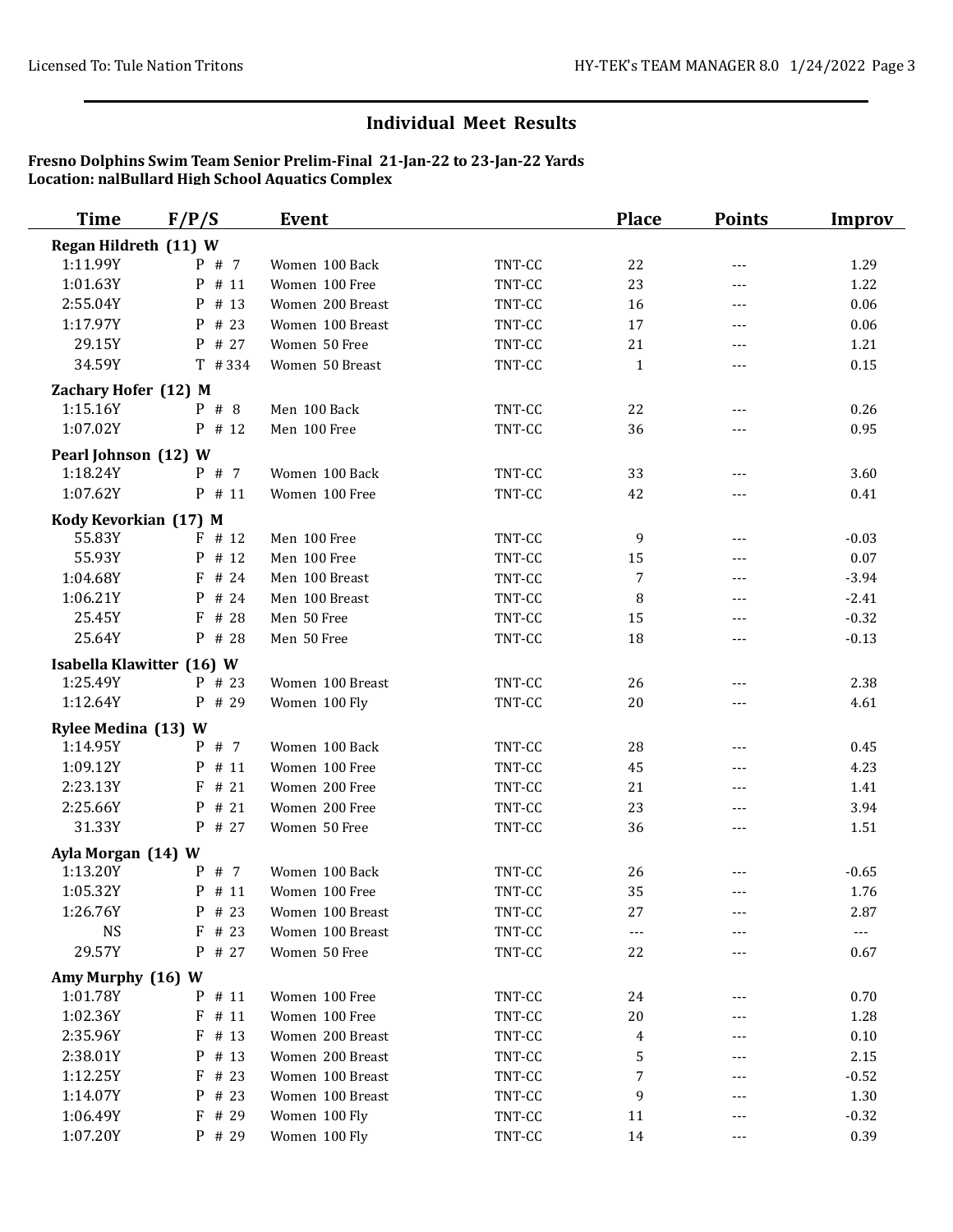## Individual Meet Results

**Fresno Dolphins Swim Team Senior Prelim-Final 21-Jan-22 to 23-Jan-22 Yards**
**Location: nalBullard High School Aquatics Complex**

| Time | F/P/S | Event | | Place | Points | Improv |
|---|---|---|---|---|---|---|
| **Regan Hildreth (11) W** | | | | | | |
| 1:11.99Y | P # 7 | Women 100 Back | TNT-CC | 22 | --- | 1.29 |
| 1:01.63Y | P # 11 | Women 100 Free | TNT-CC | 23 | --- | 1.22 |
| 2:55.04Y | P # 13 | Women 200 Breast | TNT-CC | 16 | --- | 0.06 |
| 1:17.97Y | P # 23 | Women 100 Breast | TNT-CC | 17 | --- | 0.06 |
| 29.15Y | P # 27 | Women 50 Free | TNT-CC | 21 | --- | 1.21 |
| 34.59Y | T # 334 | Women 50 Breast | TNT-CC | 1 | --- | 0.15 |
| **Zachary Hofer (12) M** | | | | | | |
| 1:15.16Y | P # 8 | Men 100 Back | TNT-CC | 22 | --- | 0.26 |
| 1:07.02Y | P # 12 | Men 100 Free | TNT-CC | 36 | --- | 0.95 |
| **Pearl Johnson (12) W** | | | | | | |
| 1:18.24Y | P # 7 | Women 100 Back | TNT-CC | 33 | --- | 3.60 |
| 1:07.62Y | P # 11 | Women 100 Free | TNT-CC | 42 | --- | 0.41 |
| **Kody Kevorkian (17) M** | | | | | | |
| 55.83Y | F # 12 | Men 100 Free | TNT-CC | 9 | --- | -0.03 |
| 55.93Y | P # 12 | Men 100 Free | TNT-CC | 15 | --- | 0.07 |
| 1:04.68Y | F # 24 | Men 100 Breast | TNT-CC | 7 | --- | -3.94 |
| 1:06.21Y | P # 24 | Men 100 Breast | TNT-CC | 8 | --- | -2.41 |
| 25.45Y | F # 28 | Men 50 Free | TNT-CC | 15 | --- | -0.32 |
| 25.64Y | P # 28 | Men 50 Free | TNT-CC | 18 | --- | -0.13 |
| **Isabella Klawitter (16) W** | | | | | | |
| 1:25.49Y | P # 23 | Women 100 Breast | TNT-CC | 26 | --- | 2.38 |
| 1:12.64Y | P # 29 | Women 100 Fly | TNT-CC | 20 | --- | 4.61 |
| **Rylee Medina (13) W** | | | | | | |
| 1:14.95Y | P # 7 | Women 100 Back | TNT-CC | 28 | --- | 0.45 |
| 1:09.12Y | P # 11 | Women 100 Free | TNT-CC | 45 | --- | 4.23 |
| 2:23.13Y | F # 21 | Women 200 Free | TNT-CC | 21 | --- | 1.41 |
| 2:25.66Y | P # 21 | Women 200 Free | TNT-CC | 23 | --- | 3.94 |
| 31.33Y | P # 27 | Women 50 Free | TNT-CC | 36 | --- | 1.51 |
| **Ayla Morgan (14) W** | | | | | | |
| 1:13.20Y | P # 7 | Women 100 Back | TNT-CC | 26 | --- | -0.65 |
| 1:05.32Y | P # 11 | Women 100 Free | TNT-CC | 35 | --- | 1.76 |
| 1:26.76Y | P # 23 | Women 100 Breast | TNT-CC | 27 | --- | 2.87 |
| NS | F # 23 | Women 100 Breast | TNT-CC | --- | --- | --- |
| 29.57Y | P # 27 | Women 50 Free | TNT-CC | 22 | --- | 0.67 |
| **Amy Murphy (16) W** | | | | | | |
| 1:01.78Y | P # 11 | Women 100 Free | TNT-CC | 24 | --- | 0.70 |
| 1:02.36Y | F # 11 | Women 100 Free | TNT-CC | 20 | --- | 1.28 |
| 2:35.96Y | F # 13 | Women 200 Breast | TNT-CC | 4 | --- | 0.10 |
| 2:38.01Y | P # 13 | Women 200 Breast | TNT-CC | 5 | --- | 2.15 |
| 1:12.25Y | F # 23 | Women 100 Breast | TNT-CC | 7 | --- | -0.52 |
| 1:14.07Y | P # 23 | Women 100 Breast | TNT-CC | 9 | --- | 1.30 |
| 1:06.49Y | F # 29 | Women 100 Fly | TNT-CC | 11 | --- | -0.32 |
| 1:07.20Y | P # 29 | Women 100 Fly | TNT-CC | 14 | --- | 0.39 |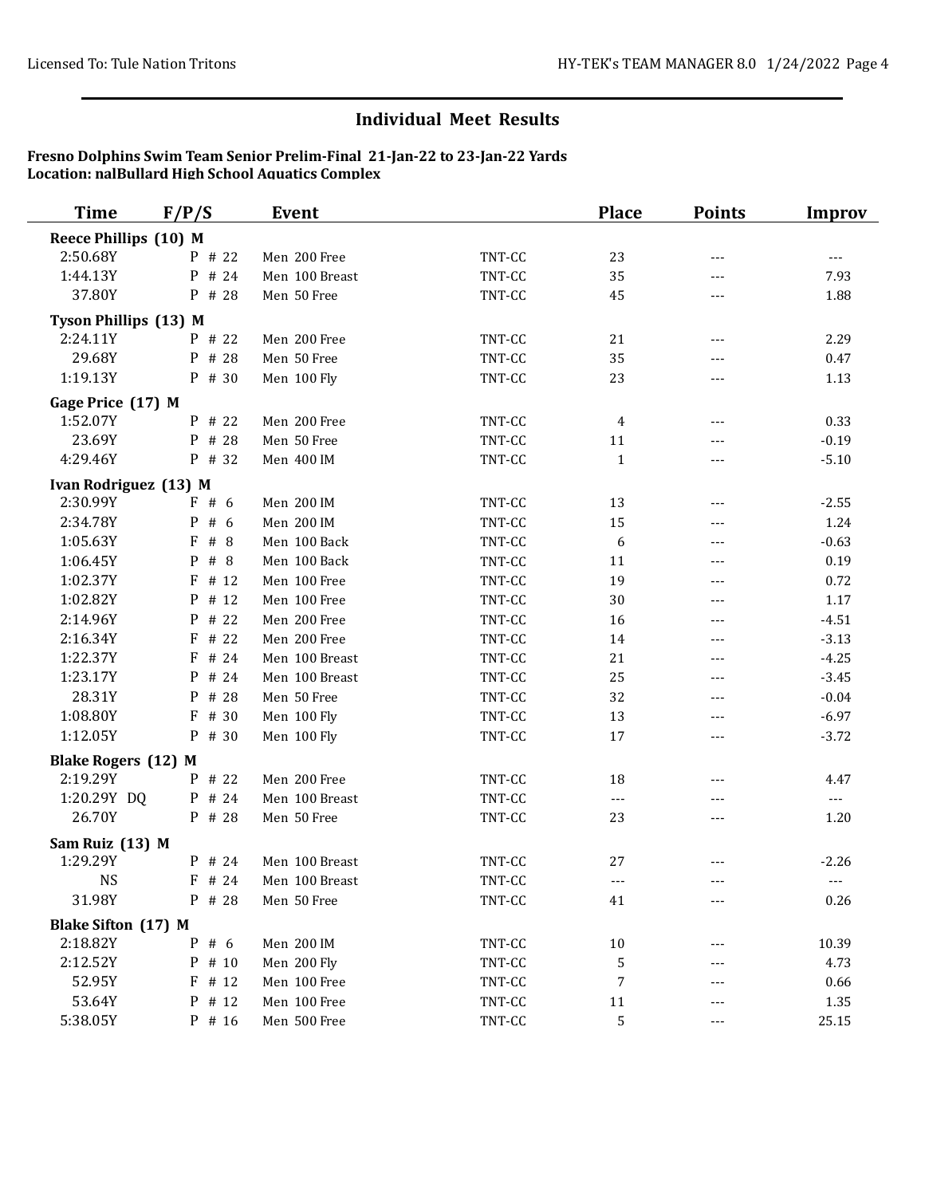## Individual Meet Results

**Fresno Dolphins Swim Team Senior Prelim-Final 21-Jan-22 to 23-Jan-22 Yards**
**Location: nalBullard High School Aquatics Complex**

| Time | F/P/S | Event | | Place | Points | Improv |
|---|---|---|---|---|---|---|
| **Reece Phillips (10) M** | | | | | | |
| 2:50.68Y | P # 22 | Men 200 Free | TNT-CC | 23 | --- | --- |
| 1:44.13Y | P # 24 | Men 100 Breast | TNT-CC | 35 | --- | 7.93 |
| 37.80Y | P # 28 | Men 50 Free | TNT-CC | 45 | --- | 1.88 |
| **Tyson Phillips (13) M** | | | | | | |
| 2:24.11Y | P # 22 | Men 200 Free | TNT-CC | 21 | --- | 2.29 |
| 29.68Y | P # 28 | Men 50 Free | TNT-CC | 35 | --- | 0.47 |
| 1:19.13Y | P # 30 | Men 100 Fly | TNT-CC | 23 | --- | 1.13 |
| **Gage Price (17) M** | | | | | | |
| 1:52.07Y | P # 22 | Men 200 Free | TNT-CC | 4 | --- | 0.33 |
| 23.69Y | P # 28 | Men 50 Free | TNT-CC | 11 | --- | -0.19 |
| 4:29.46Y | P # 32 | Men 400 IM | TNT-CC | 1 | --- | -5.10 |
| **Ivan Rodriguez (13) M** | | | | | | |
| 2:30.99Y | F # 6 | Men 200 IM | TNT-CC | 13 | --- | -2.55 |
| 2:34.78Y | P # 6 | Men 200 IM | TNT-CC | 15 | --- | 1.24 |
| 1:05.63Y | F # 8 | Men 100 Back | TNT-CC | 6 | --- | -0.63 |
| 1:06.45Y | P # 8 | Men 100 Back | TNT-CC | 11 | --- | 0.19 |
| 1:02.37Y | F # 12 | Men 100 Free | TNT-CC | 19 | --- | 0.72 |
| 1:02.82Y | P # 12 | Men 100 Free | TNT-CC | 30 | --- | 1.17 |
| 2:14.96Y | P # 22 | Men 200 Free | TNT-CC | 16 | --- | -4.51 |
| 2:16.34Y | F # 22 | Men 200 Free | TNT-CC | 14 | --- | -3.13 |
| 1:22.37Y | F # 24 | Men 100 Breast | TNT-CC | 21 | --- | -4.25 |
| 1:23.17Y | P # 24 | Men 100 Breast | TNT-CC | 25 | --- | -3.45 |
| 28.31Y | P # 28 | Men 50 Free | TNT-CC | 32 | --- | -0.04 |
| 1:08.80Y | F # 30 | Men 100 Fly | TNT-CC | 13 | --- | -6.97 |
| 1:12.05Y | P # 30 | Men 100 Fly | TNT-CC | 17 | --- | -3.72 |
| **Blake Rogers (12) M** | | | | | | |
| 2:19.29Y | P # 22 | Men 200 Free | TNT-CC | 18 | --- | 4.47 |
| 1:20.29Y DQ | P # 24 | Men 100 Breast | TNT-CC | --- | --- | --- |
| 26.70Y | P # 28 | Men 50 Free | TNT-CC | 23 | --- | 1.20 |
| **Sam Ruiz (13) M** | | | | | | |
| 1:29.29Y | P # 24 | Men 100 Breast | TNT-CC | 27 | --- | -2.26 |
| NS | F # 24 | Men 100 Breast | TNT-CC | --- | --- | --- |
| 31.98Y | P # 28 | Men 50 Free | TNT-CC | 41 | --- | 0.26 |
| **Blake Sifton (17) M** | | | | | | |
| 2:18.82Y | P # 6 | Men 200 IM | TNT-CC | 10 | --- | 10.39 |
| 2:12.52Y | P # 10 | Men 200 Fly | TNT-CC | 5 | --- | 4.73 |
| 52.95Y | F # 12 | Men 100 Free | TNT-CC | 7 | --- | 0.66 |
| 53.64Y | P # 12 | Men 100 Free | TNT-CC | 11 | --- | 1.35 |
| 5:38.05Y | P # 16 | Men 500 Free | TNT-CC | 5 | --- | 25.15 |